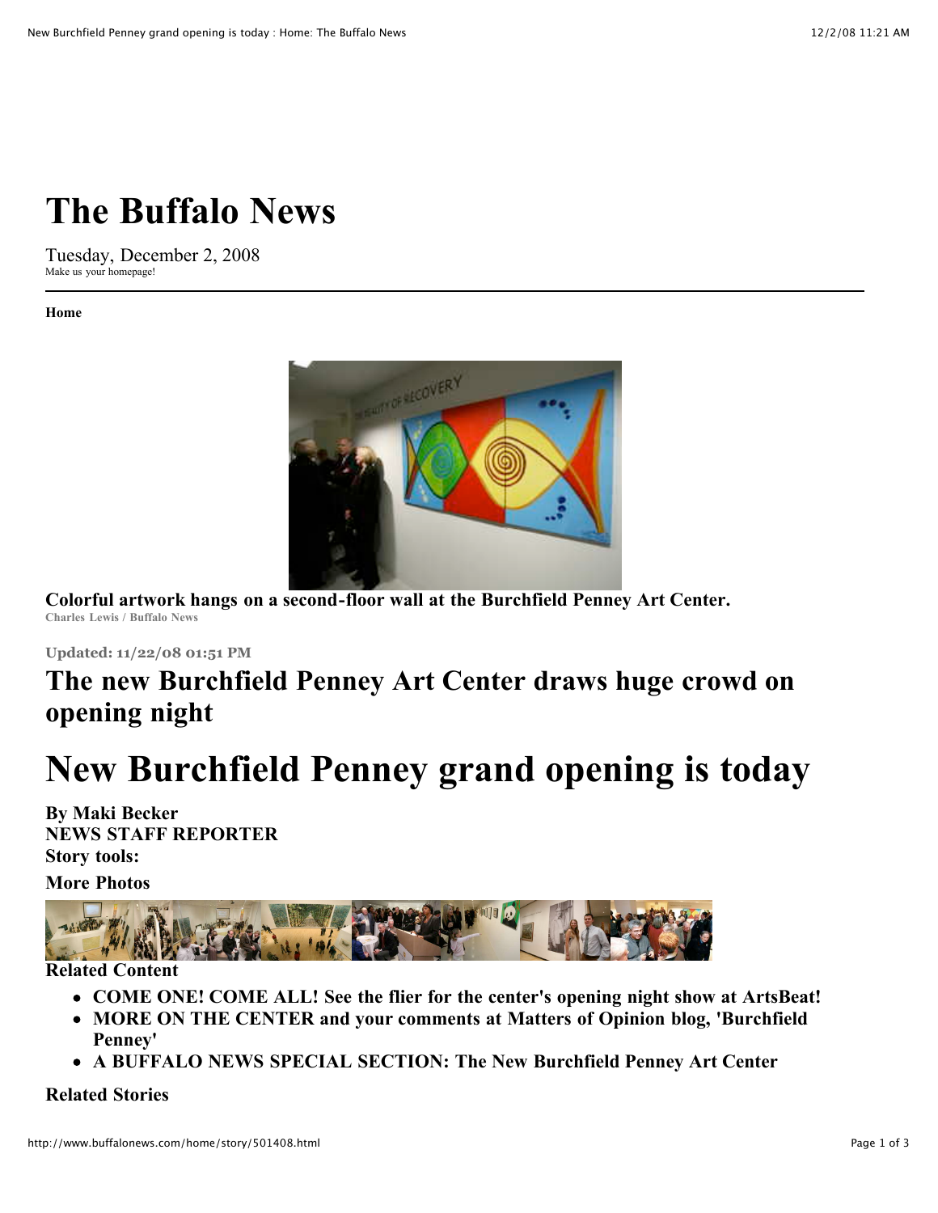# The Buffalo News

Tuesday, December 2, 2008
Make us your homepage!

**Home**

**Colorful artwork hangs on a second-floor wall at the Burchfield Penney Art Center.**
Charles Lewis / Buffalo News

Updated: 11/22/08 01:51 PM

## The new Burchfield Penney Art Center draws huge crowd on opening night

# New Burchfield Penney grand opening is today

**By Maki Becker**
**NEWS STAFF REPORTER**
**Story tools:**

**More Photos**

**Related Content**

- **COME ONE! COME ALL! See the flier for the center's opening night show at ArtsBeat!**
- **MORE ON THE CENTER and your comments at Matters of Opinion blog, 'Burchfield Penney'**
- **A BUFFALO NEWS SPECIAL SECTION: The New Burchfield Penney Art Center**

**Related Stories**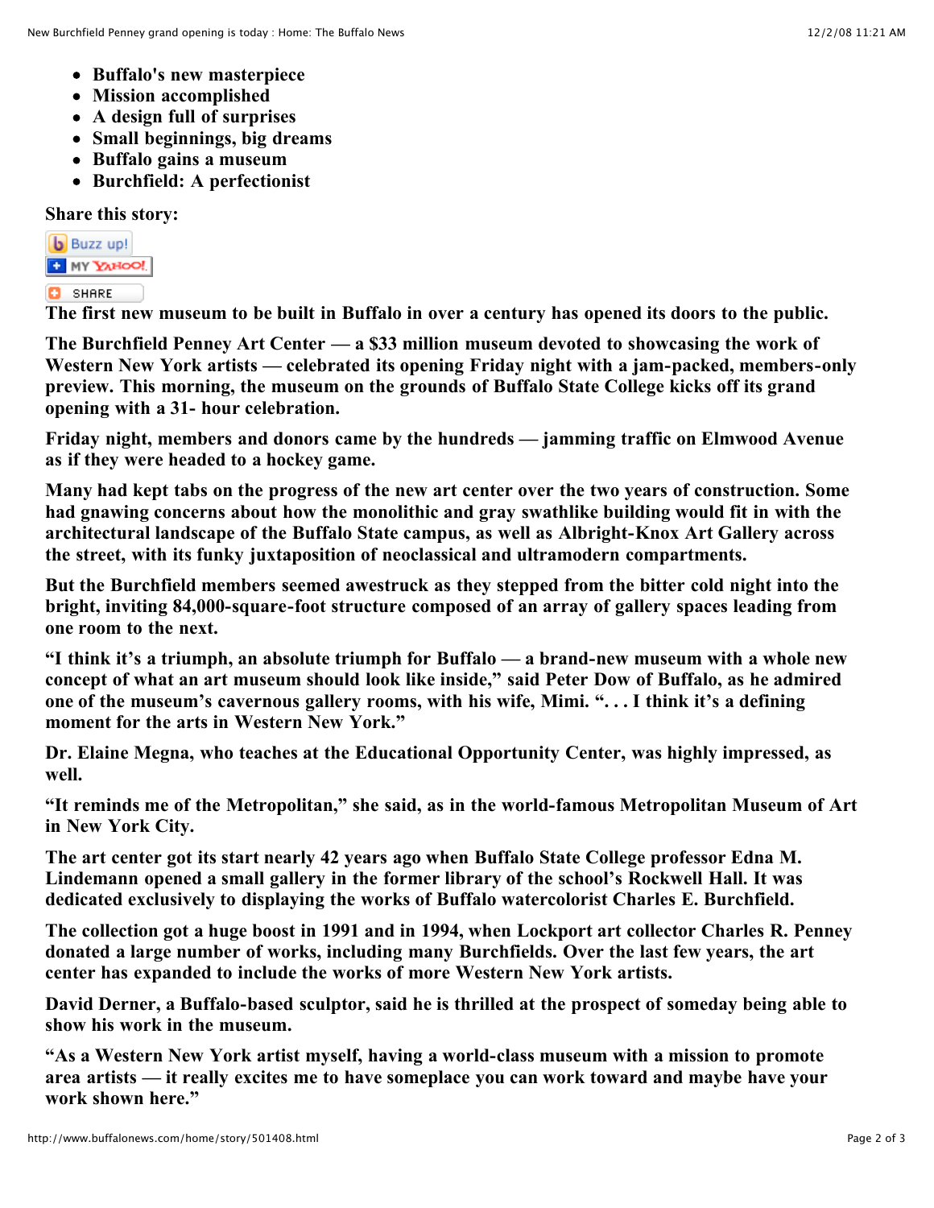- Buffalo's new masterpiece
- Mission accomplished
- A design full of surprises
- Small beginnings, big dreams
- Buffalo gains a museum
- Burchfield: A perfectionist

**Share this story:**

Buzz up!
MY YAHOO!
SHARE

**The first new museum to be built in Buffalo in over a century has opened its doors to the public.**

**The Burchfield Penney Art Center — a $33 million museum devoted to showcasing the work of Western New York artists — celebrated its opening Friday night with a jam-packed, members-only preview. This morning, the museum on the grounds of Buffalo State College kicks off its grand opening with a 31- hour celebration.**

**Friday night, members and donors came by the hundreds — jamming traffic on Elmwood Avenue as if they were headed to a hockey game.**

**Many had kept tabs on the progress of the new art center over the two years of construction. Some had gnawing concerns about how the monolithic and gray swathlike building would fit in with the architectural landscape of the Buffalo State campus, as well as Albright-Knox Art Gallery across the street, with its funky juxtaposition of neoclassical and ultramodern compartments.**

**But the Burchfield members seemed awestruck as they stepped from the bitter cold night into the bright, inviting 84,000-square-foot structure composed of an array of gallery spaces leading from one room to the next.**

**"I think it's a triumph, an absolute triumph for Buffalo — a brand-new museum with a whole new concept of what an art museum should look like inside," said Peter Dow of Buffalo, as he admired one of the museum's cavernous gallery rooms, with his wife, Mimi. ". . . I think it's a defining moment for the arts in Western New York."**

**Dr. Elaine Megna, who teaches at the Educational Opportunity Center, was highly impressed, as well.**

**"It reminds me of the Metropolitan," she said, as in the world-famous Metropolitan Museum of Art in New York City.**

**The art center got its start nearly 42 years ago when Buffalo State College professor Edna M. Lindemann opened a small gallery in the former library of the school's Rockwell Hall. It was dedicated exclusively to displaying the works of Buffalo watercolorist Charles E. Burchfield.**

**The collection got a huge boost in 1991 and in 1994, when Lockport art collector Charles R. Penney donated a large number of works, including many Burchfields. Over the last few years, the art center has expanded to include the works of more Western New York artists.**

**David Derner, a Buffalo-based sculptor, said he is thrilled at the prospect of someday being able to show his work in the museum.**

**"As a Western New York artist myself, having a world-class museum with a mission to promote area artists — it really excites me to have someplace you can work toward and maybe have your work shown here."**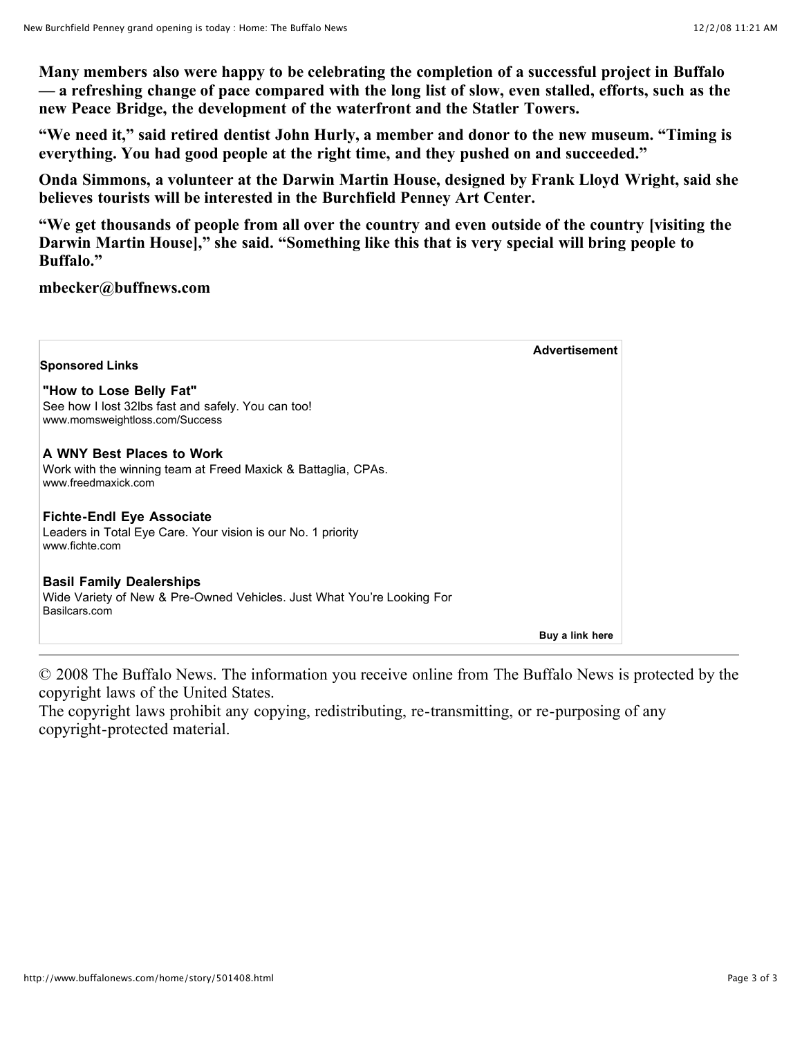**Many members also were happy to be celebrating the completion of a successful project in Buffalo — a refreshing change of pace compared with the long list of slow, even stalled, efforts, such as the new Peace Bridge, the development of the waterfront and the Statler Towers.**

**"We need it," said retired dentist John Hurly, a member and donor to the new museum. "Timing is everything. You had good people at the right time, and they pushed on and succeeded."**

**Onda Simmons, a volunteer at the Darwin Martin House, designed by Frank Lloyd Wright, said she believes tourists will be interested in the Burchfield Penney Art Center.**

**"We get thousands of people from all over the country and even outside of the country [visiting the Darwin Martin House]," she said. "Something like this that is very special will bring people to Buffalo."**

**mbecker@buffnews.com**

**Advertisement**

**Sponsored Links**

**"How to Lose Belly Fat"**
See how I lost 32lbs fast and safely. You can too!
www.momsweightloss.com/Success

**A WNY Best Places to Work**
Work with the winning team at Freed Maxick & Battaglia, CPAs.
www.freedmaxick.com

**Fichte-Endl Eye Associate**
Leaders in Total Eye Care. Your vision is our No. 1 priority
www.fichte.com

**Basil Family Dealerships**
Wide Variety of New & Pre-Owned Vehicles. Just What You're Looking For
Basilcars.com

**Buy a link here**

---

© 2008 The Buffalo News. The information you receive online from The Buffalo News is protected by the copyright laws of the United States.
The copyright laws prohibit any copying, redistributing, re-transmitting, or re-purposing of any copyright-protected material.